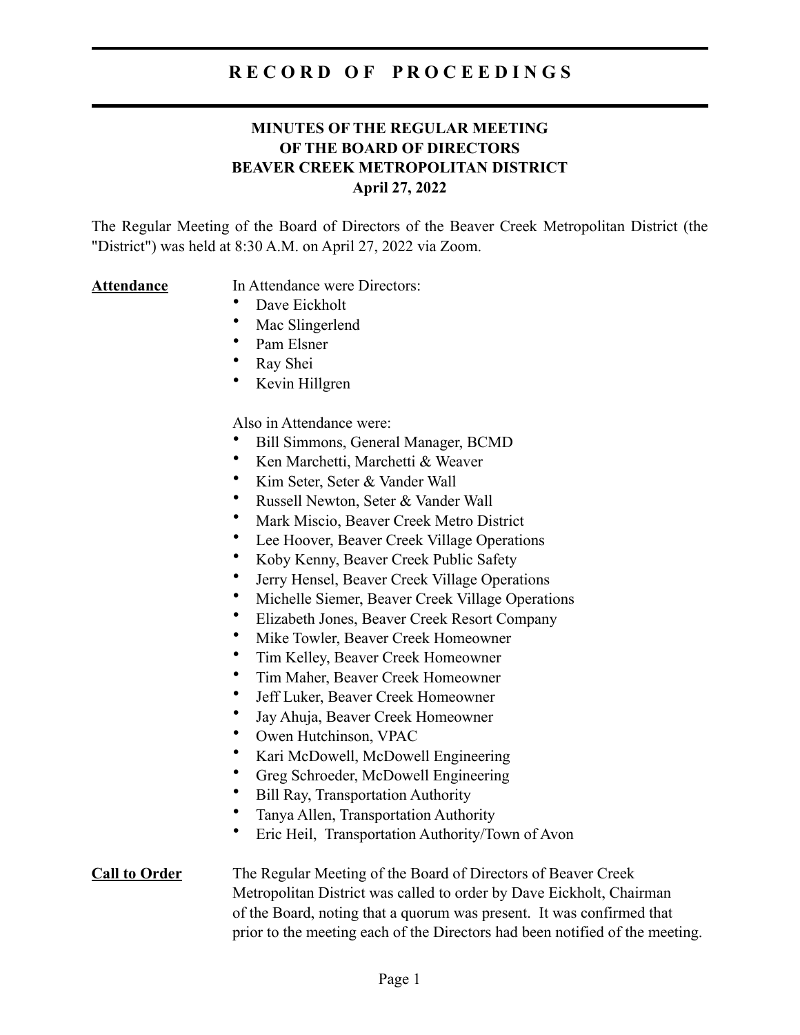# RECORD OF PROCEEDINGS

## MINUTES OF THE REGULAR MEETING OF THE BOARD OF DIRECTORS BEAVER CREEK METROPOLITAN DISTRICT April 27, 2022

The Regular Meeting of the Board of Directors of the Beaver Creek Metropolitan District (the "District") was held at 8:30 A.M. on April 27, 2022 via Zoom.

**Attendance**

In Attendance were Directors:

- Dave Eickholt
- Mac Slingerlend
- Pam Elsner
- Ray Shei
- Kevin Hillgren

Also in Attendance were:

- Bill Simmons, General Manager, BCMD
- Ken Marchetti, Marchetti & Weaver
- Kim Seter, Seter & Vander Wall
- Russell Newton, Seter & Vander Wall
- Mark Miscio, Beaver Creek Metro District
- Lee Hoover, Beaver Creek Village Operations
- Koby Kenny, Beaver Creek Public Safety
- Jerry Hensel, Beaver Creek Village Operations
- Michelle Siemer, Beaver Creek Village Operations
- Elizabeth Jones, Beaver Creek Resort Company
- Mike Towler, Beaver Creek Homeowner
- Tim Kelley, Beaver Creek Homeowner
- Tim Maher, Beaver Creek Homeowner
- Jeff Luker, Beaver Creek Homeowner
- Jay Ahuja, Beaver Creek Homeowner
- Owen Hutchinson, VPAC
- Kari McDowell, McDowell Engineering
- Greg Schroeder, McDowell Engineering
- Bill Ray, Transportation Authority
- Tanya Allen, Transportation Authority
- Eric Heil, Transportation Authority/Town of Avon

**Call to Order**

The Regular Meeting of the Board of Directors of Beaver Creek Metropolitan District was called to order by Dave Eickholt, Chairman of the Board, noting that a quorum was present. It was confirmed that prior to the meeting each of the Directors had been notified of the meeting.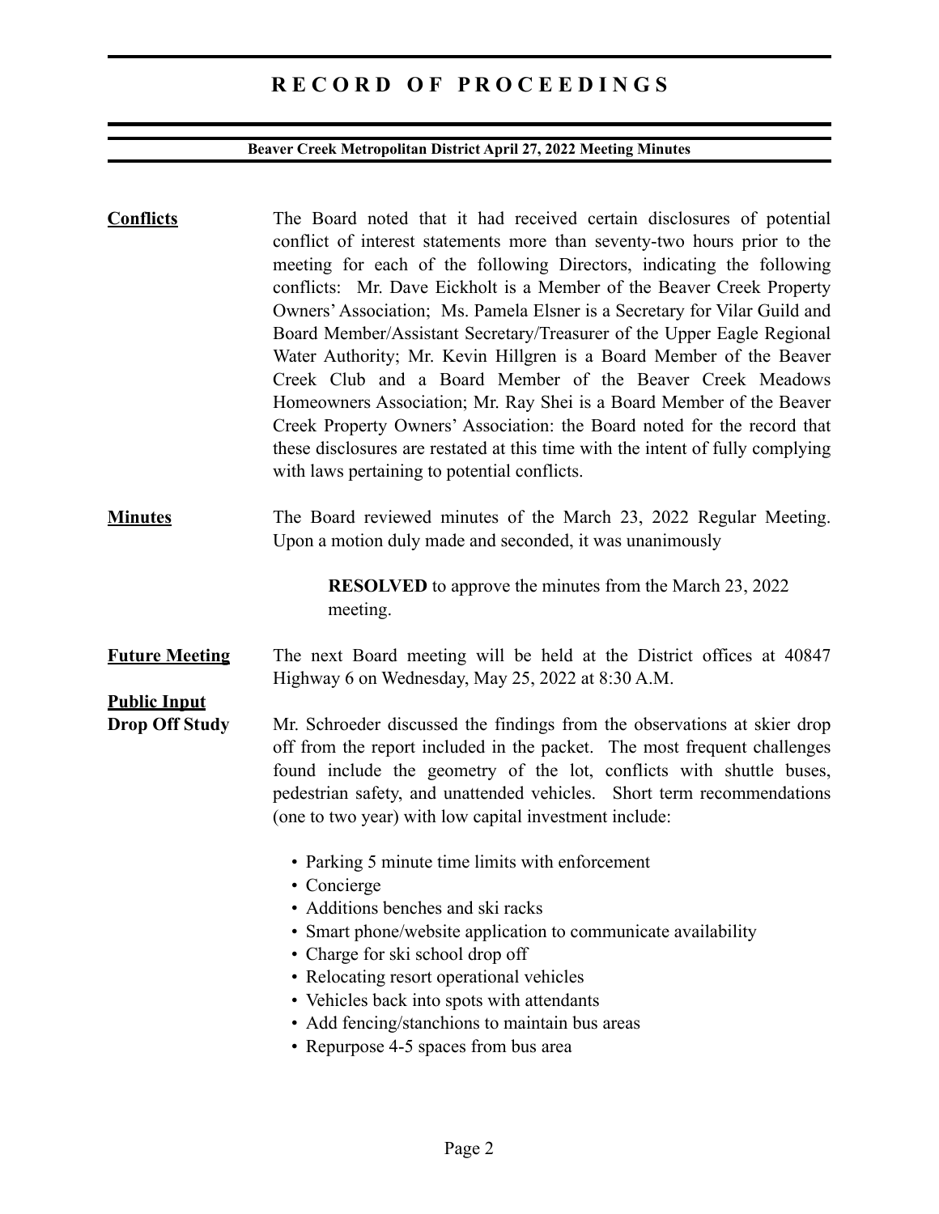**Conflicts**

The Board noted that it had received certain disclosures of potential conflict of interest statements more than seventy-two hours prior to the meeting for each of the following Directors, indicating the following conflicts: Mr. Dave Eickholt is a Member of the Beaver Creek Property Owners' Association; Ms. Pamela Elsner is a Secretary for Vilar Guild and Board Member/Assistant Secretary/Treasurer of the Upper Eagle Regional Water Authority; Mr. Kevin Hillgren is a Board Member of the Beaver Creek Club and a Board Member of the Beaver Creek Meadows Homeowners Association; Mr. Ray Shei is a Board Member of the Beaver Creek Property Owners' Association: the Board noted for the record that these disclosures are restated at this time with the intent of fully complying with laws pertaining to potential conflicts.

**Minutes**

The Board reviewed minutes of the March 23, 2022 Regular Meeting. Upon a motion duly made and seconded, it was unanimously

> **RESOLVED** to approve the minutes from the March 23, 2022 meeting.

**Future Meeting**

The next Board meeting will be held at the District offices at 40847 Highway 6 on Wednesday, May 25, 2022 at 8:30 A.M.

**Public Input**

**Drop Off Study**

Mr. Schroeder discussed the findings from the observations at skier drop off from the report included in the packet. The most frequent challenges found include the geometry of the lot, conflicts with shuttle buses, pedestrian safety, and unattended vehicles. Short term recommendations (one to two year) with low capital investment include:

- Parking 5 minute time limits with enforcement
- Concierge
- Additions benches and ski racks
- Smart phone/website application to communicate availability
- Charge for ski school drop off
- Relocating resort operational vehicles
- Vehicles back into spots with attendants
- Add fencing/stanchions to maintain bus areas
- Repurpose 4-5 spaces from bus area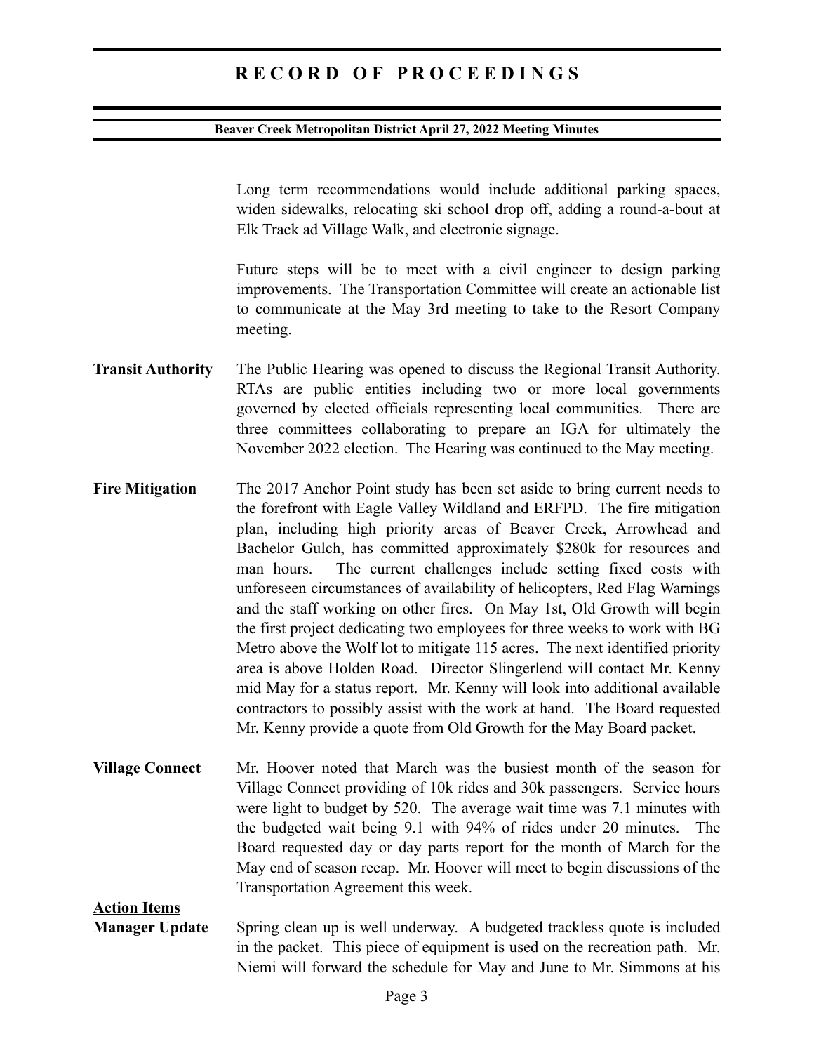Long term recommendations would include additional parking spaces, widen sidewalks, relocating ski school drop off, adding a round-a-bout at Elk Track ad Village Walk, and electronic signage.

Future steps will be to meet with a civil engineer to design parking improvements. The Transportation Committee will create an actionable list to communicate at the May 3rd meeting to take to the Resort Company meeting.

**Transit Authority** The Public Hearing was opened to discuss the Regional Transit Authority. RTAs are public entities including two or more local governments governed by elected officials representing local communities. There are three committees collaborating to prepare an IGA for ultimately the November 2022 election. The Hearing was continued to the May meeting.

**Fire Mitigation** The 2017 Anchor Point study has been set aside to bring current needs to the forefront with Eagle Valley Wildland and ERFPD. The fire mitigation plan, including high priority areas of Beaver Creek, Arrowhead and Bachelor Gulch, has committed approximately $280k for resources and man hours. The current challenges include setting fixed costs with unforeseen circumstances of availability of helicopters, Red Flag Warnings and the staff working on other fires. On May 1st, Old Growth will begin the first project dedicating two employees for three weeks to work with BG Metro above the Wolf lot to mitigate 115 acres. The next identified priority area is above Holden Road. Director Slingerlend will contact Mr. Kenny mid May for a status report. Mr. Kenny will look into additional available contractors to possibly assist with the work at hand. The Board requested Mr. Kenny provide a quote from Old Growth for the May Board packet.

**Village Connect** Mr. Hoover noted that March was the busiest month of the season for Village Connect providing of 10k rides and 30k passengers. Service hours were light to budget by 520. The average wait time was 7.1 minutes with the budgeted wait being 9.1 with 94% of rides under 20 minutes. The Board requested day or day parts report for the month of March for the May end of season recap. Mr. Hoover will meet to begin discussions of the Transportation Agreement this week.

**Action Items**

**Manager Update** Spring clean up is well underway. A budgeted trackless quote is included in the packet. This piece of equipment is used on the recreation path. Mr. Niemi will forward the schedule for May and June to Mr. Simmons at his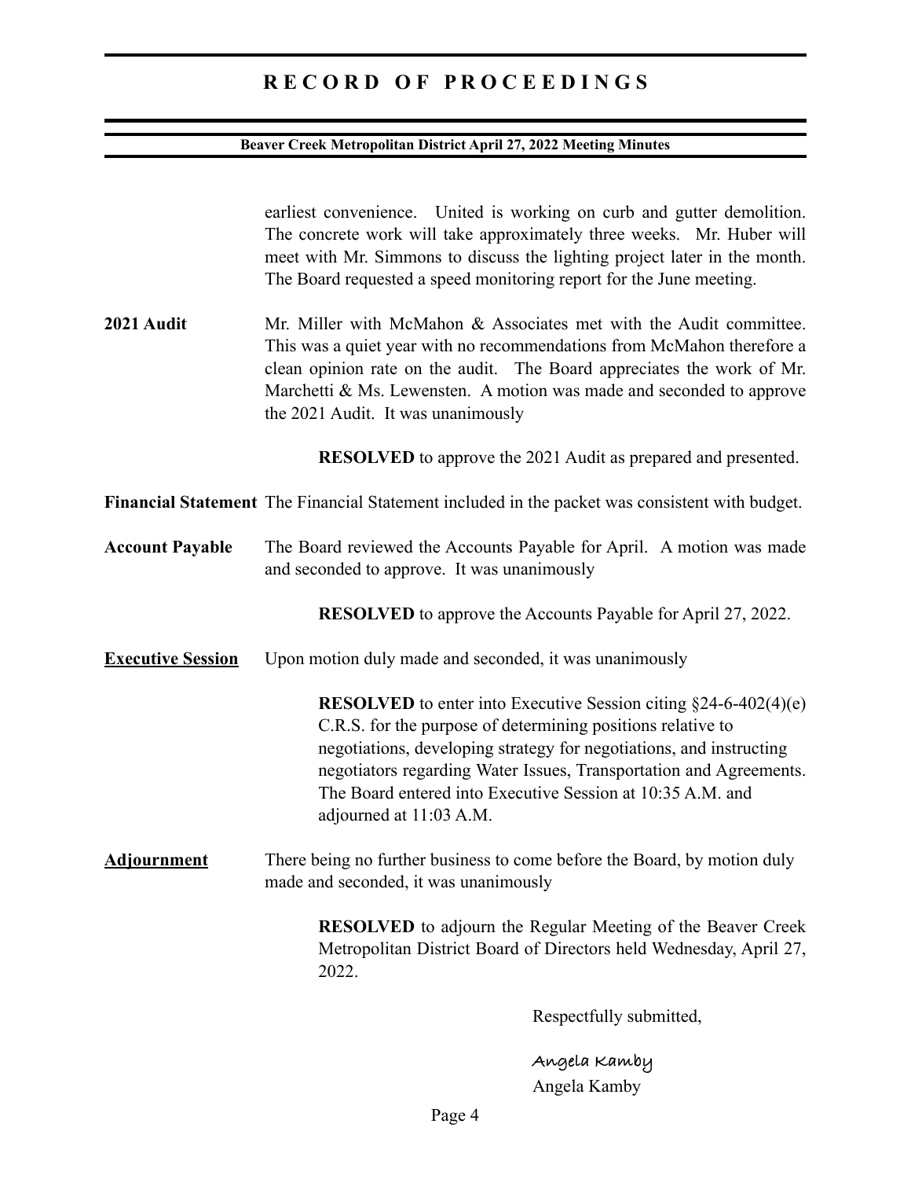earliest convenience. United is working on curb and gutter demolition. The concrete work will take approximately three weeks. Mr. Huber will meet with Mr. Simmons to discuss the lighting project later in the month. The Board requested a speed monitoring report for the June meeting.

**2021 Audit** Mr. Miller with McMahon & Associates met with the Audit committee. This was a quiet year with no recommendations from McMahon therefore a clean opinion rate on the audit. The Board appreciates the work of Mr. Marchetti & Ms. Lewensten. A motion was made and seconded to approve the 2021 Audit. It was unanimously

> **RESOLVED** to approve the 2021 Audit as prepared and presented.

**Financial Statement** The Financial Statement included in the packet was consistent with budget.

**Account Payable** The Board reviewed the Accounts Payable for April. A motion was made and seconded to approve. It was unanimously

> **RESOLVED** to approve the Accounts Payable for April 27, 2022.

**Executive Session** Upon motion duly made and seconded, it was unanimously

> **RESOLVED** to enter into Executive Session citing §24-6-402(4)(e) C.R.S. for the purpose of determining positions relative to negotiations, developing strategy for negotiations, and instructing negotiators regarding Water Issues, Transportation and Agreements. The Board entered into Executive Session at 10:35 A.M. and adjourned at 11:03 A.M.

**Adjournment** There being no further business to come before the Board, by motion duly made and seconded, it was unanimously

> **RESOLVED** to adjourn the Regular Meeting of the Beaver Creek Metropolitan District Board of Directors held Wednesday, April 27, 2022.

Respectfully submitted,

*Angela Kamby*

Angela Kamby